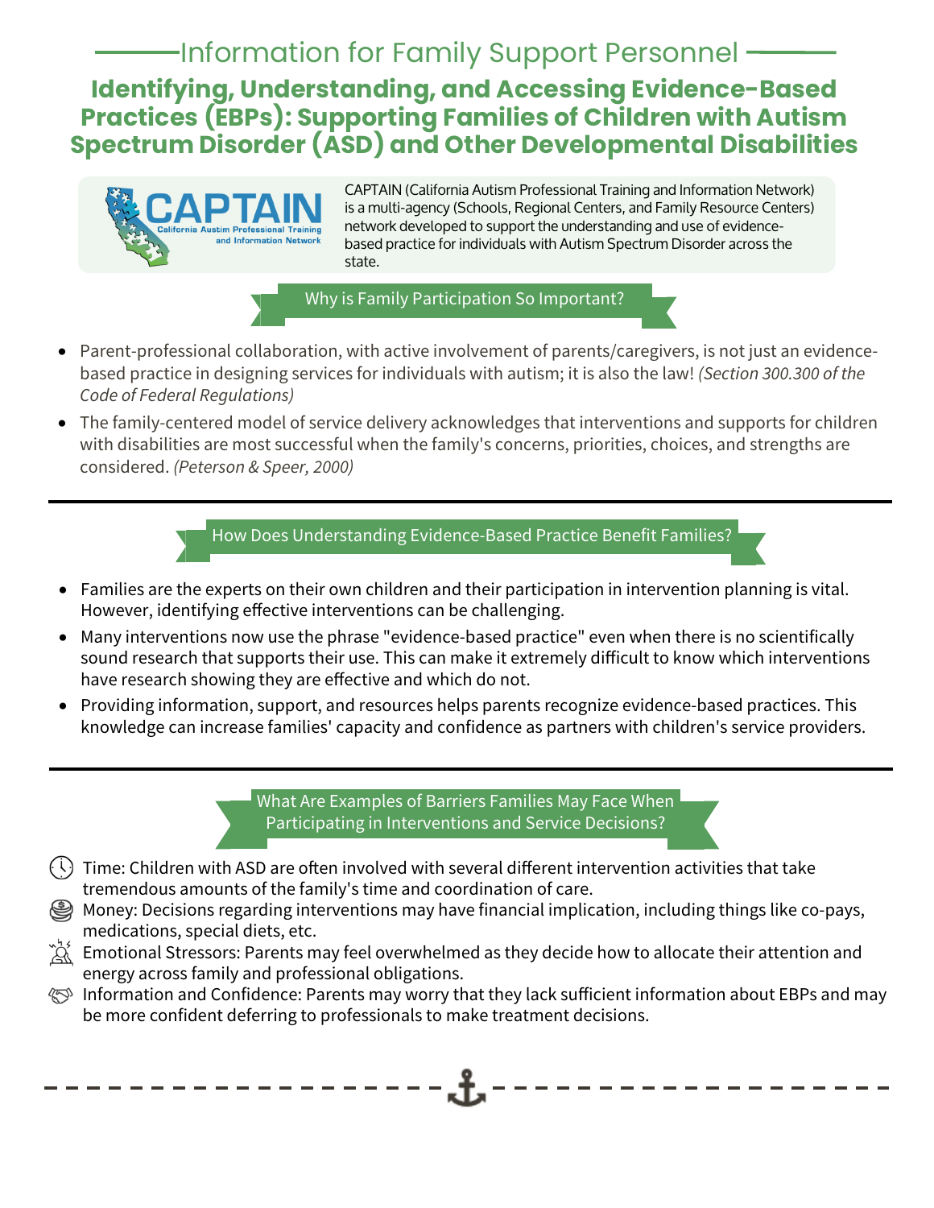## Information for Family Support Personnel

# Identifying, Understanding, and Accessing Evidence-Based Practices (EBPs): Supporting Families of Children with Autism Spectrum Disorder (ASD) and Other Developmental Disabilities

CAPTAIN (California Autism Professional Training and Information Network) is a multi-agency (Schools, Regional Centers, and Family Resource Centers) network developed to support the understanding and use of evidence-based practice for individuals with Autism Spectrum Disorder across the state.

### Why is Family Participation So Important?

- Parent-professional collaboration, with active involvement of parents/caregivers, is not just an evidence-based practice in designing services for individuals with autism; it is also the law! *(Section 300.300 of the Code of Federal Regulations)*
- The family-centered model of service delivery acknowledges that interventions and supports for children with disabilities are most successful when the family's concerns, priorities, choices, and strengths are considered. *(Peterson & Speer, 2000)*

---

### How Does Understanding Evidence-Based Practice Benefit Families?

- Families are the experts on their own children and their participation in intervention planning is vital. However, identifying effective interventions can be challenging.
- Many interventions now use the phrase "evidence-based practice" even when there is no scientifically sound research that supports their use. This can make it extremely difficult to know which interventions have research showing they are effective and which do not.
- Providing information, support, and resources helps parents recognize evidence-based practices. This knowledge can increase families' capacity and confidence as partners with children's service providers.

---

### What Are Examples of Barriers Families May Face When Participating in Interventions and Service Decisions?

- Time: Children with ASD are often involved with several different intervention activities that take tremendous amounts of the family's time and coordination of care.
- Money: Decisions regarding interventions may have financial implication, including things like co-pays, medications, special diets, etc.
- Emotional Stressors: Parents may feel overwhelmed as they decide how to allocate their attention and energy across family and professional obligations.
- Information and Confidence: Parents may worry that they lack sufficient information about EBPs and may be more confident deferring to professionals to make treatment decisions.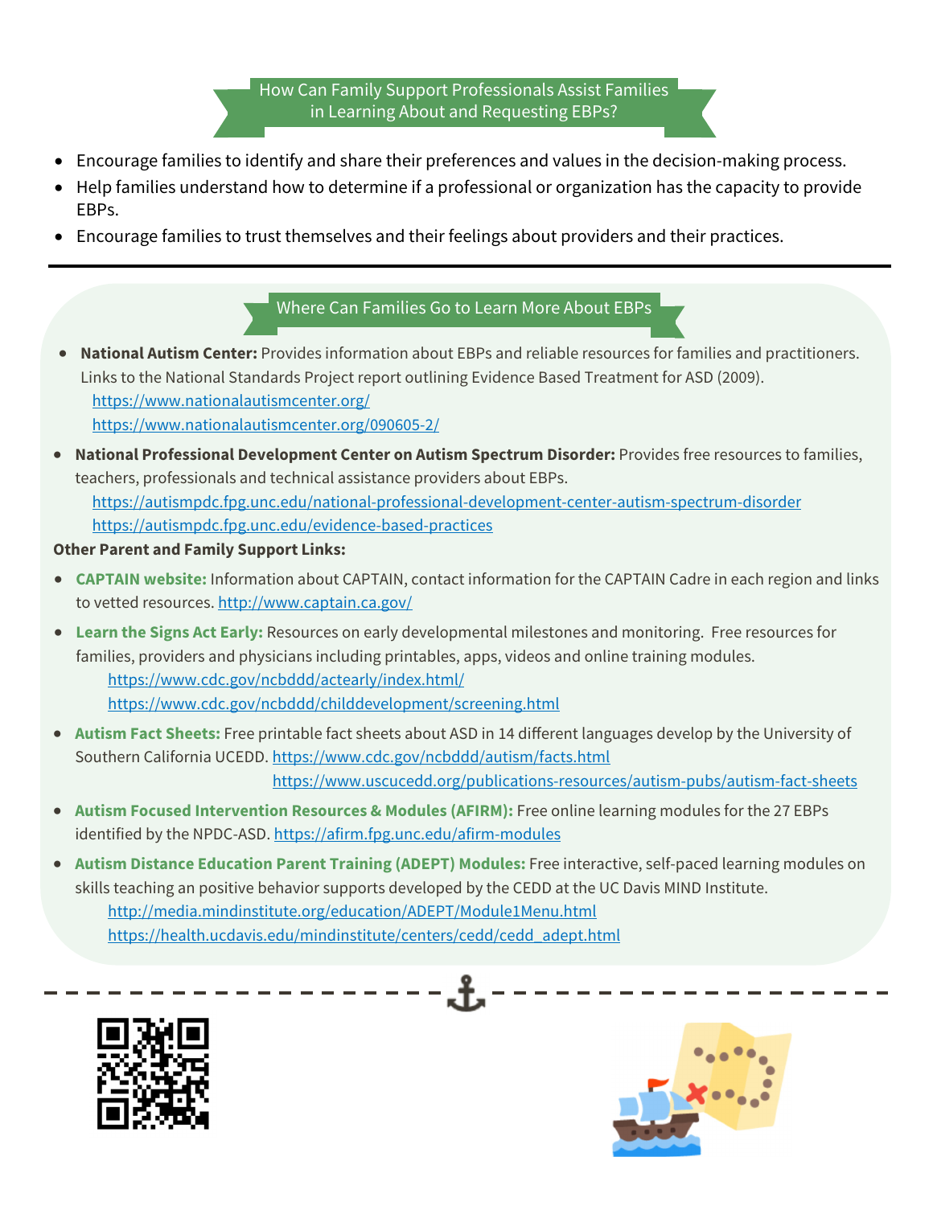## How Can Family Support Professionals Assist Families in Learning About and Requesting EBPs?

- Encourage families to identify and share their preferences and values in the decision-making process.
- Help families understand how to determine if a professional or organization has the capacity to provide EBPs.
- Encourage families to trust themselves and their feelings about providers and their practices.

---

## Where Can Families Go to Learn More About EBPs

- **National Autism Center:** Provides information about EBPs and reliable resources for families and practitioners. Links to the National Standards Project report outlining Evidence Based Treatment for ASD (2009).
  https://www.nationalautismcenter.org/
  https://www.nationalautismcenter.org/090605-2/
- **National Professional Development Center on Autism Spectrum Disorder:** Provides free resources to families, teachers, professionals and technical assistance providers about EBPs.
  https://autismpdc.fpg.unc.edu/national-professional-development-center-autism-spectrum-disorder
  https://autismpdc.fpg.unc.edu/evidence-based-practices

**Other Parent and Family Support Links:**

- **CAPTAIN website:** Information about CAPTAIN, contact information for the CAPTAIN Cadre in each region and links to vetted resources. http://www.captain.ca.gov/
- **Learn the Signs Act Early:** Resources on early developmental milestones and monitoring. Free resources for families, providers and physicians including printables, apps, videos and online training modules.
  https://www.cdc.gov/ncbddd/actearly/index.html/
  https://www.cdc.gov/ncbddd/childdevelopment/screening.html
- **Autism Fact Sheets:** Free printable fact sheets about ASD in 14 different languages develop by the University of Southern California UCEDD. https://www.cdc.gov/ncbddd/autism/facts.html
  https://www.uscucedd.org/publications-resources/autism-pubs/autism-fact-sheets
- **Autism Focused Intervention Resources & Modules (AFIRM):** Free online learning modules for the 27 EBPs identified by the NPDC-ASD. https://afirm.fpg.unc.edu/afirm-modules
- **Autism Distance Education Parent Training (ADEPT) Modules:** Free interactive, self-paced learning modules on skills teaching an positive behavior supports developed by the CEDD at the UC Davis MIND Institute.
  http://media.mindinstitute.org/education/ADEPT/Module1Menu.html
  https://health.ucdavis.edu/mindinstitute/centers/cedd/cedd_adept.html